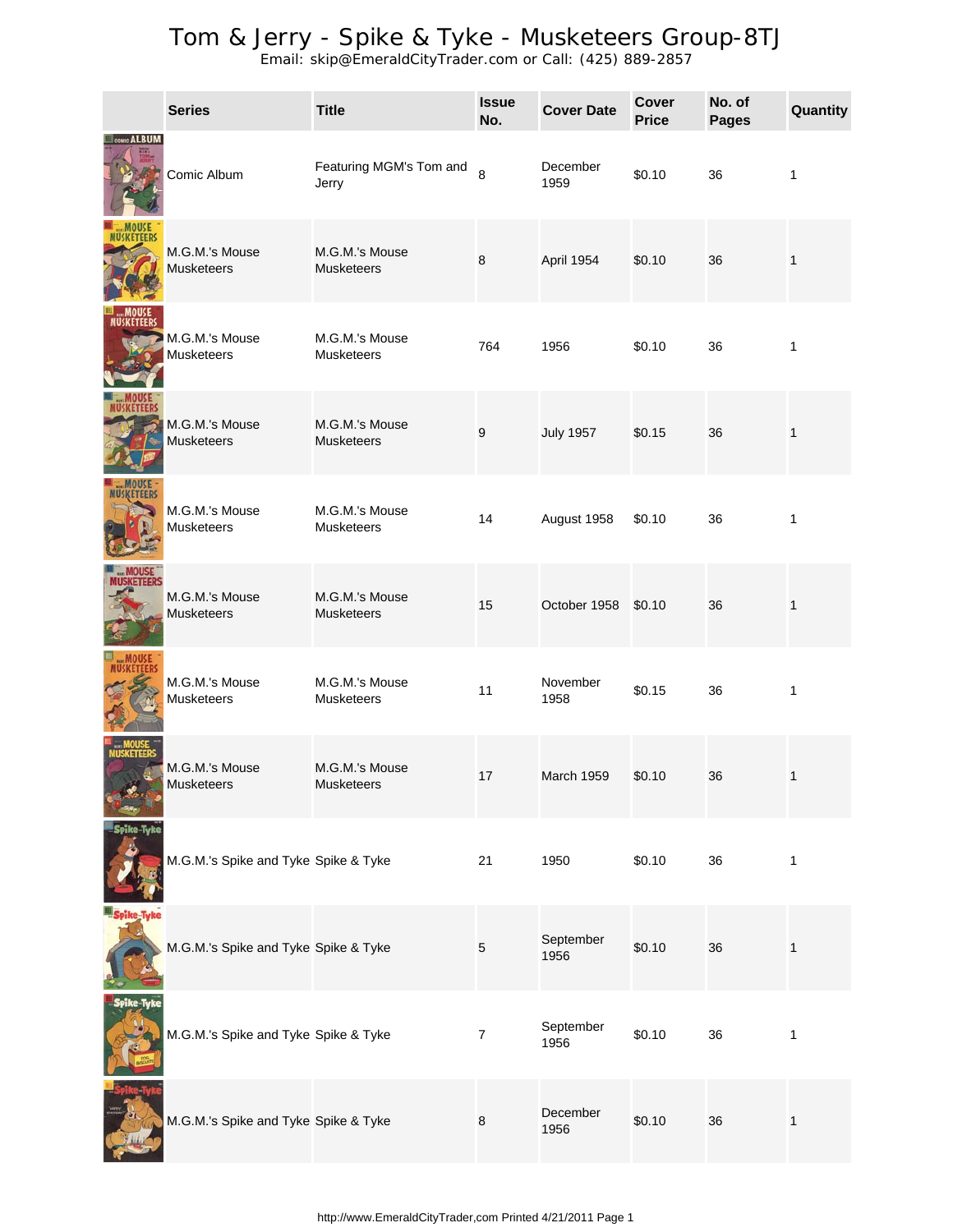# Tom & Jerry - Spike & Tyke - Musketeers Group-8TJ

Email: skip@EmeraldCityTrader.com or Call: (425) 889-2857

| | Series | Title | Issue No. | Cover Date | Cover Price | No. of Pages | Quantity |
|---|---|---|---|---|---|---|---|
| | Comic Album | Featuring MGM's Tom and Jerry | 8 | December 1959 | $0.10 | 36 | 1 |
| | M.G.M.'s Mouse Musketeers | M.G.M.'s Mouse Musketeers | 8 | April 1954 | $0.10 | 36 | 1 |
| | M.G.M.'s Mouse Musketeers | M.G.M.'s Mouse Musketeers | 764 | 1956 | $0.10 | 36 | 1 |
| | M.G.M.'s Mouse Musketeers | M.G.M.'s Mouse Musketeers | 9 | July 1957 | $0.15 | 36 | 1 |
| | M.G.M.'s Mouse Musketeers | M.G.M.'s Mouse Musketeers | 14 | August 1958 | $0.10 | 36 | 1 |
| | M.G.M.'s Mouse Musketeers | M.G.M.'s Mouse Musketeers | 15 | October 1958 | $0.10 | 36 | 1 |
| | M.G.M.'s Mouse Musketeers | M.G.M.'s Mouse Musketeers | 11 | November 1958 | $0.15 | 36 | 1 |
| | M.G.M.'s Mouse Musketeers | M.G.M.'s Mouse Musketeers | 17 | March 1959 | $0.10 | 36 | 1 |
| | M.G.M.'s Spike and Tyke | Spike & Tyke | 21 | 1950 | $0.10 | 36 | 1 |
| | M.G.M.'s Spike and Tyke | Spike & Tyke | 5 | September 1956 | $0.10 | 36 | 1 |
| | M.G.M.'s Spike and Tyke | Spike & Tyke | 7 | September 1956 | $0.10 | 36 | 1 |
| | M.G.M.'s Spike and Tyke | Spike & Tyke | 8 | December 1956 | $0.10 | 36 | 1 |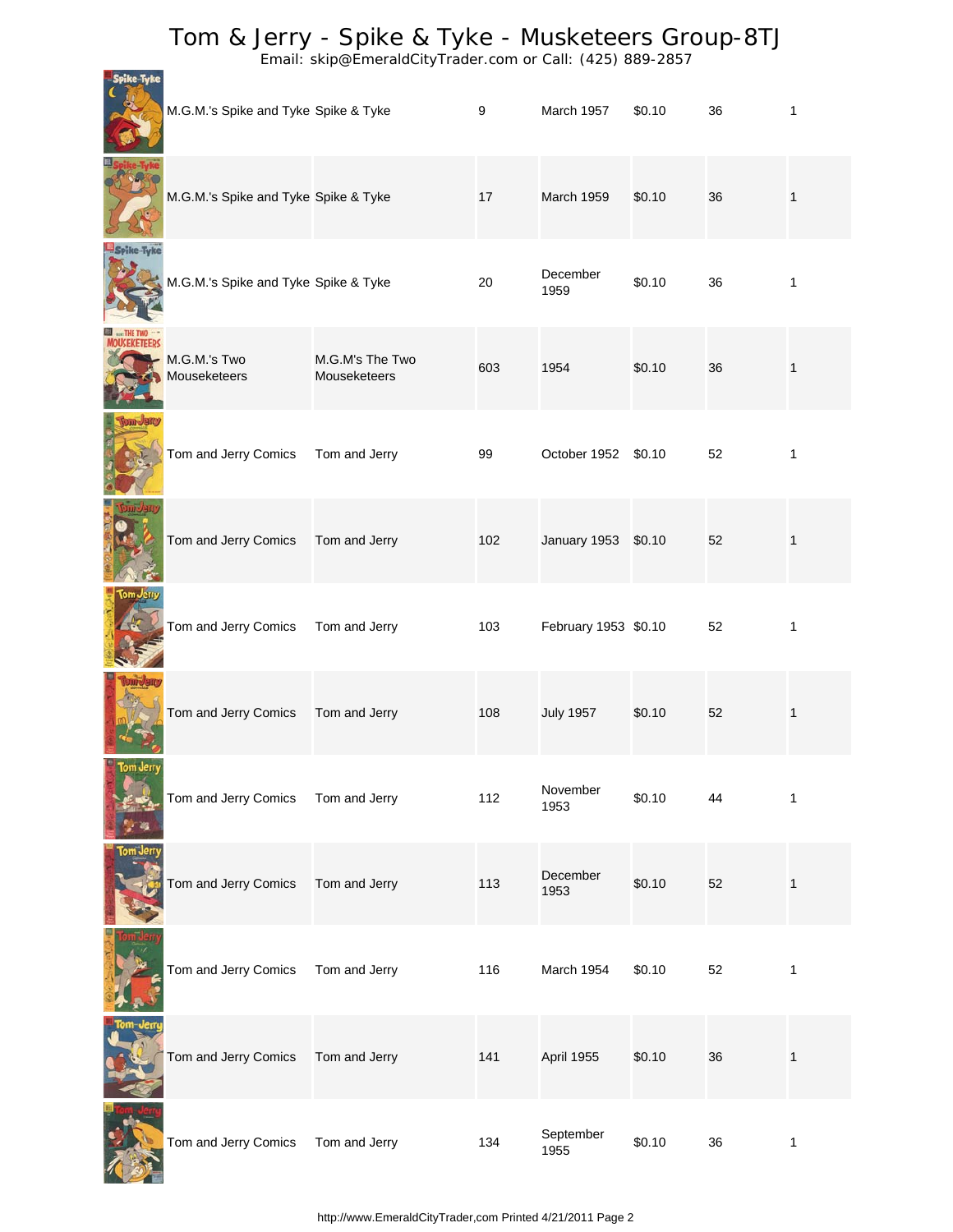# Tom & Jerry - Spike & Tyke - Musketeers Group-8TJ

Email: skip@EmeraldCityTrader.com or Call: (425) 889-2857

| | | | | | | |
|---|---|---|---|---|---|---|
| M.G.M.'s Spike and Tyke | Spike & Tyke | 9 | March 1957 | $0.10 | 36 | 1 |
| M.G.M.'s Spike and Tyke | Spike & Tyke | 17 | March 1959 | $0.10 | 36 | 1 |
| M.G.M.'s Spike and Tyke | Spike & Tyke | 20 | December 1959 | $0.10 | 36 | 1 |
| M.G.M.'s Two Mouseketeers | M.G.M's The Two Mouseketeers | 603 | 1954 | $0.10 | 36 | 1 |
| Tom and Jerry Comics | Tom and Jerry | 99 | October 1952 | $0.10 | 52 | 1 |
| Tom and Jerry Comics | Tom and Jerry | 102 | January 1953 | $0.10 | 52 | 1 |
| Tom and Jerry Comics | Tom and Jerry | 103 | February 1953 | $0.10 | 52 | 1 |
| Tom and Jerry Comics | Tom and Jerry | 108 | July 1957 | $0.10 | 52 | 1 |
| Tom and Jerry Comics | Tom and Jerry | 112 | November 1953 | $0.10 | 44 | 1 |
| Tom and Jerry Comics | Tom and Jerry | 113 | December 1953 | $0.10 | 52 | 1 |
| Tom and Jerry Comics | Tom and Jerry | 116 | March 1954 | $0.10 | 52 | 1 |
| Tom and Jerry Comics | Tom and Jerry | 141 | April 1955 | $0.10 | 36 | 1 |
| Tom and Jerry Comics | Tom and Jerry | 134 | September 1955 | $0.10 | 36 | 1 |

http://www.EmeraldCityTrader,com Printed 4/21/2011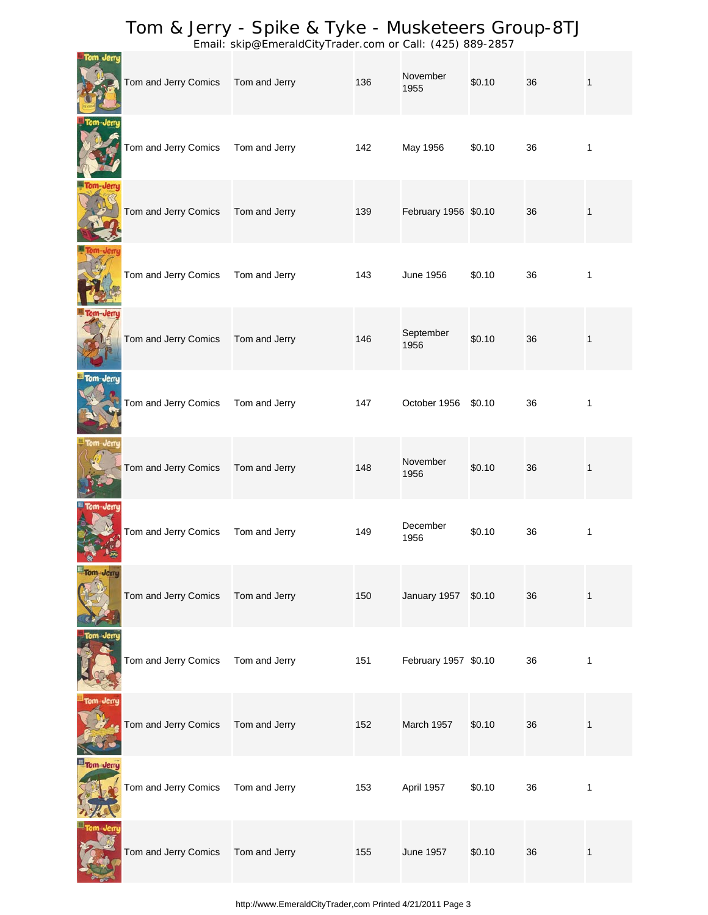# Tom & Jerry - Spike & Tyke - Musketeers Group-8TJ

Email: skip@EmeraldCityTrader.com or Call: (425) 889-2857

| | | | | | | | |
|---|---|---|---|---|---|---|---|
| | Tom and Jerry Comics | Tom and Jerry | 136 | November 1955 | $0.10 | 36 | 1 |
| | Tom and Jerry Comics | Tom and Jerry | 142 | May 1956 | $0.10 | 36 | 1 |
| | Tom and Jerry Comics | Tom and Jerry | 139 | February 1956 | $0.10 | 36 | 1 |
| | Tom and Jerry Comics | Tom and Jerry | 143 | June 1956 | $0.10 | 36 | 1 |
| | Tom and Jerry Comics | Tom and Jerry | 146 | September 1956 | $0.10 | 36 | 1 |
| | Tom and Jerry Comics | Tom and Jerry | 147 | October 1956 | $0.10 | 36 | 1 |
| | Tom and Jerry Comics | Tom and Jerry | 148 | November 1956 | $0.10 | 36 | 1 |
| | Tom and Jerry Comics | Tom and Jerry | 149 | December 1956 | $0.10 | 36 | 1 |
| | Tom and Jerry Comics | Tom and Jerry | 150 | January 1957 | $0.10 | 36 | 1 |
| | Tom and Jerry Comics | Tom and Jerry | 151 | February 1957 | $0.10 | 36 | 1 |
| | Tom and Jerry Comics | Tom and Jerry | 152 | March 1957 | $0.10 | 36 | 1 |
| | Tom and Jerry Comics | Tom and Jerry | 153 | April 1957 | $0.10 | 36 | 1 |
| | Tom and Jerry Comics | Tom and Jerry | 155 | June 1957 | $0.10 | 36 | 1 |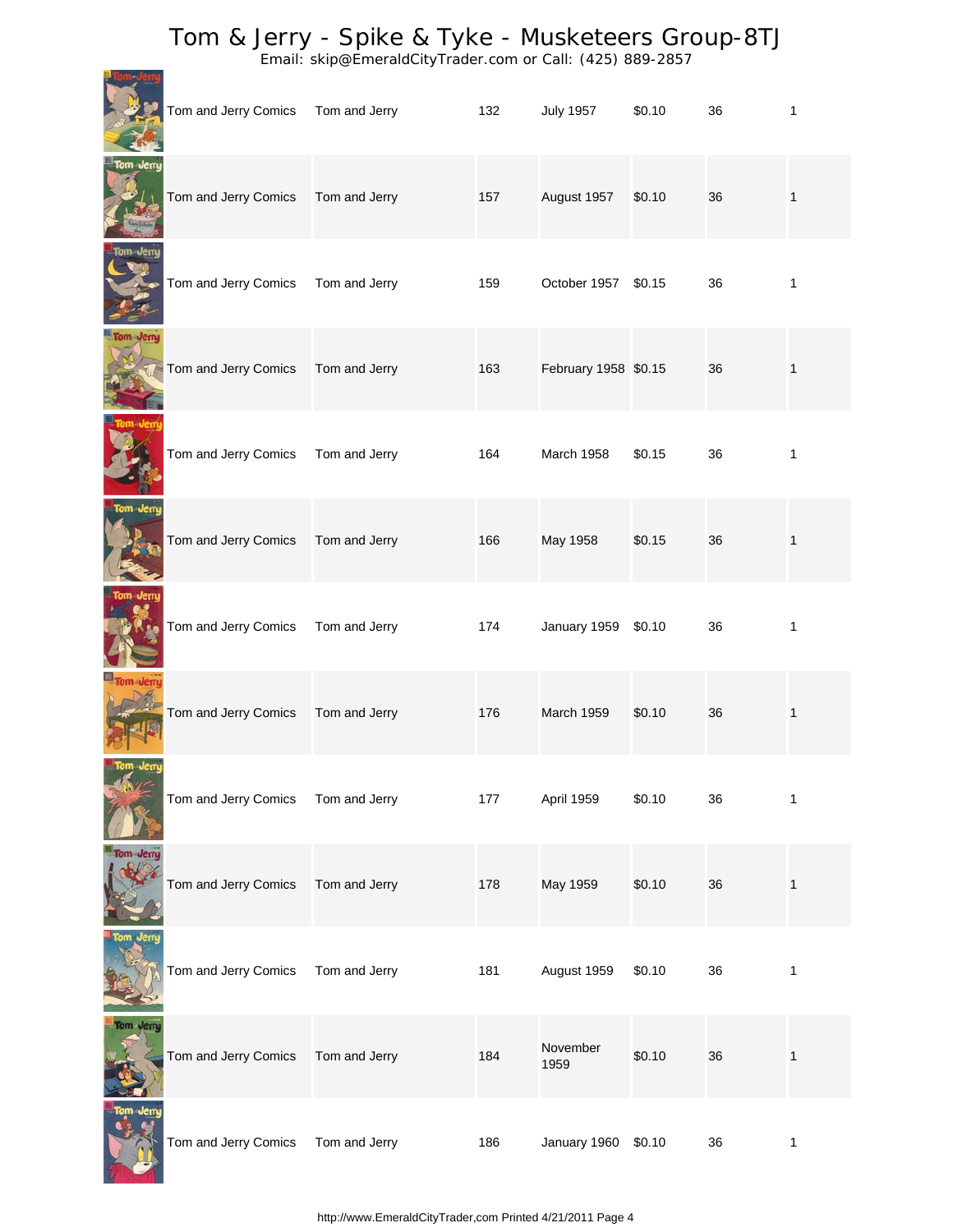# Tom & Jerry - Spike & Tyke - Musketeers Group-8TJ

Email: skip@EmeraldCityTrader.com or Call: (425) 889-2857

| | | | | | | | |
|---|---|---|---|---|---|---|---|
| | Tom and Jerry Comics | Tom and Jerry | 132 | July 1957 | $0.10 | 36 | 1 |
| | Tom and Jerry Comics | Tom and Jerry | 157 | August 1957 | $0.10 | 36 | 1 |
| | Tom and Jerry Comics | Tom and Jerry | 159 | October 1957 | $0.15 | 36 | 1 |
| | Tom and Jerry Comics | Tom and Jerry | 163 | February 1958 | $0.15 | 36 | 1 |
| | Tom and Jerry Comics | Tom and Jerry | 164 | March 1958 | $0.15 | 36 | 1 |
| | Tom and Jerry Comics | Tom and Jerry | 166 | May 1958 | $0.15 | 36 | 1 |
| | Tom and Jerry Comics | Tom and Jerry | 174 | January 1959 | $0.10 | 36 | 1 |
| | Tom and Jerry Comics | Tom and Jerry | 176 | March 1959 | $0.10 | 36 | 1 |
| | Tom and Jerry Comics | Tom and Jerry | 177 | April 1959 | $0.10 | 36 | 1 |
| | Tom and Jerry Comics | Tom and Jerry | 178 | May 1959 | $0.10 | 36 | 1 |
| | Tom and Jerry Comics | Tom and Jerry | 181 | August 1959 | $0.10 | 36 | 1 |
| | Tom and Jerry Comics | Tom and Jerry | 184 | November 1959 | $0.10 | 36 | 1 |
| | Tom and Jerry Comics | Tom and Jerry | 186 | January 1960 | $0.10 | 36 | 1 |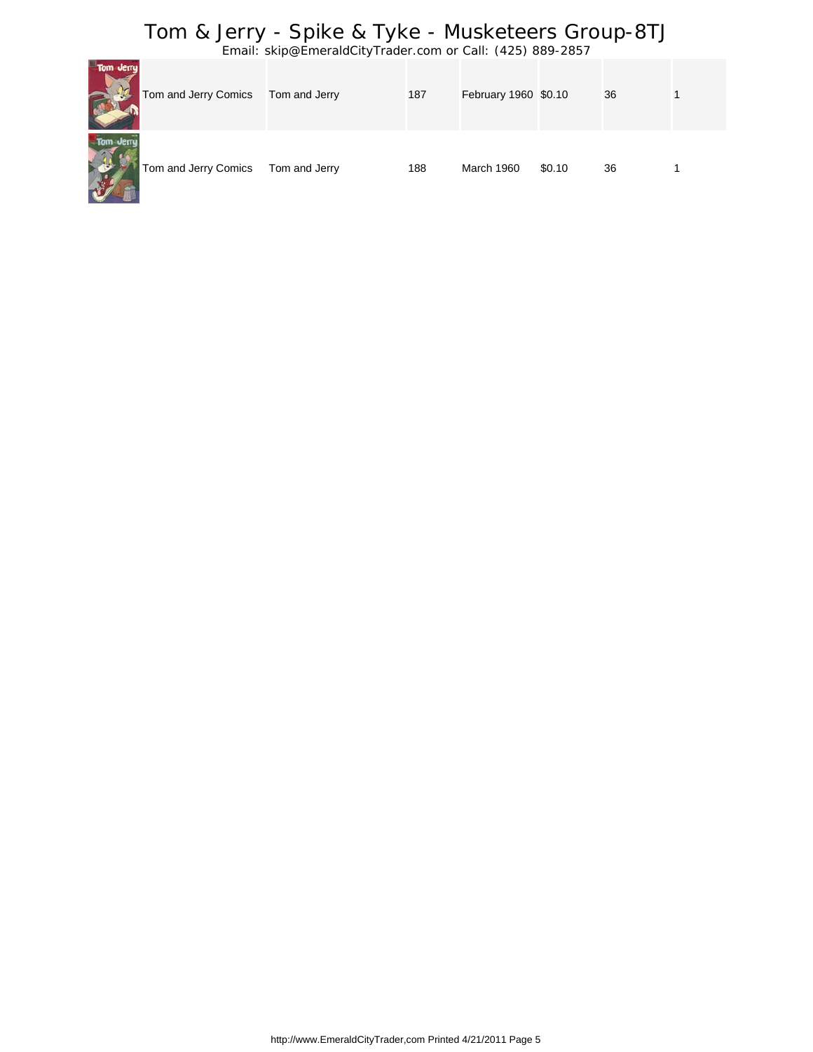# Tom & Jerry - Spike & Tyke - Musketeers Group-8TJ

Email: skip@EmeraldCityTrader.com or Call: (425) 889-2857

| | | | | | | | |
|---|---|---|---|---|---|---|---|
| | Tom and Jerry Comics | Tom and Jerry | 187 | February 1960 | $0.10 | 36 | 1 |
| | Tom and Jerry Comics | Tom and Jerry | 188 | March 1960 | $0.10 | 36 | 1 |

http://www.EmeraldCityTrader,com Printed 4/21/2011 Page 5